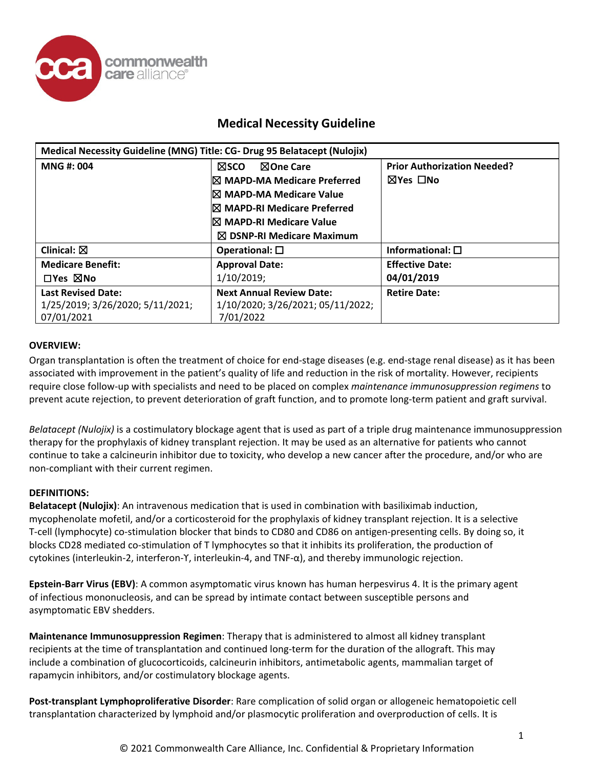# Medical Necessity Guideline

| Medical Necessity Guideline (MNG) Title: CG- Drug 95 Belatacept (Nulojix) | | |
|---|---|---|
| **MNG #: 004** | ☒SCO ☒One Care<br>☒ MAPD-MA Medicare Preferred<br>☒ MAPD-MA Medicare Value<br>☒ MAPD-RI Medicare Preferred<br>☒ MAPD-RI Medicare Value<br>☒ DSNP-RI Medicare Maximum | **Prior Authorization Needed?**<br>☒Yes ☐No |
| **Clinical:** ☒ | **Operational:** ☐ | **Informational:** ☐ |
| **Medicare Benefit:**<br>☐Yes ☒No | **Approval Date:**<br>1/10/2019; | **Effective Date:**<br>04/01/2019 |
| **Last Revised Date:**<br>1/25/2019; 3/26/2020; 5/11/2021; 07/01/2021 | **Next Annual Review Date:**<br>1/10/2020; 3/26/2021; 05/11/2022; 7/01/2022 | **Retire Date:** |

**OVERVIEW:**

Organ transplantation is often the treatment of choice for end-stage diseases (e.g. end-stage renal disease) as it has been associated with improvement in the patient's quality of life and reduction in the risk of mortality. However, recipients require close follow-up with specialists and need to be placed on complex *maintenance immunosuppression regimens* to prevent acute rejection, to prevent deterioration of graft function, and to promote long-term patient and graft survival.

*Belatacept (Nulojix)* is a costimulatory blockage agent that is used as part of a triple drug maintenance immunosuppression therapy for the prophylaxis of kidney transplant rejection. It may be used as an alternative for patients who cannot continue to take a calcineurin inhibitor due to toxicity, who develop a new cancer after the procedure, and/or who are non-compliant with their current regimen.

**DEFINITIONS:**

**Belatacept (Nulojix)**: An intravenous medication that is used in combination with basiliximab induction, mycophenolate mofetil, and/or a corticosteroid for the prophylaxis of kidney transplant rejection. It is a selective T-cell (lymphocyte) co-stimulation blocker that binds to CD80 and CD86 on antigen-presenting cells. By doing so, it blocks CD28 mediated co-stimulation of T lymphocytes so that it inhibits its proliferation, the production of cytokines (interleukin-2, interferon-ϒ, interleukin-4, and TNF-α), and thereby immunologic rejection.

**Epstein-Barr Virus (EBV)**: A common asymptomatic virus known has human herpesvirus 4. It is the primary agent of infectious mononucleosis, and can be spread by intimate contact between susceptible persons and asymptomatic EBV shedders.

**Maintenance Immunosuppression Regimen**: Therapy that is administered to almost all kidney transplant recipients at the time of transplantation and continued long-term for the duration of the allograft. This may include a combination of glucocorticoids, calcineurin inhibitors, antimetabolic agents, mammalian target of rapamycin inhibitors, and/or costimulatory blockage agents.

**Post-transplant Lymphoproliferative Disorder**: Rare complication of solid organ or allogeneic hematopoietic cell transplantation characterized by lymphoid and/or plasmocytic proliferation and overproduction of cells. It is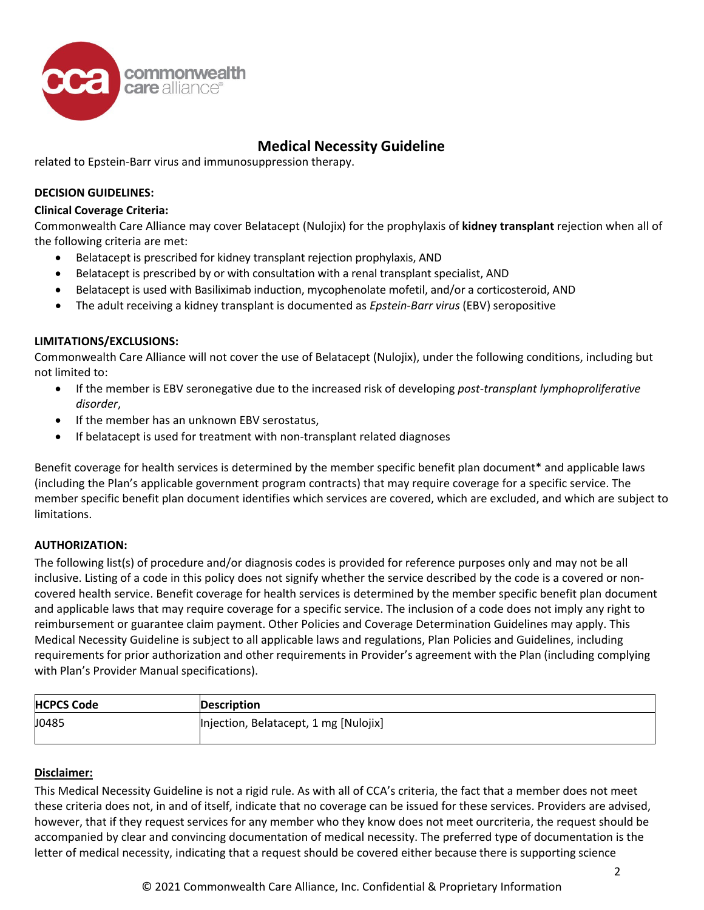related to Epstein-Barr virus and immunosuppression therapy.

**DECISION GUIDELINES:**

**Clinical Coverage Criteria:**

Commonwealth Care Alliance may cover Belatacept (Nulojix) for the prophylaxis of **kidney transplant** rejection when all of the following criteria are met:

- Belatacept is prescribed for kidney transplant rejection prophylaxis, AND
- Belatacept is prescribed by or with consultation with a renal transplant specialist, AND
- Belatacept is used with Basiliximab induction, mycophenolate mofetil, and/or a corticosteroid, AND
- The adult receiving a kidney transplant is documented as *Epstein-Barr virus* (EBV) seropositive

**LIMITATIONS/EXCLUSIONS:**

Commonwealth Care Alliance will not cover the use of Belatacept (Nulojix), under the following conditions, including but not limited to:

- If the member is EBV seronegative due to the increased risk of developing *post-transplant lymphoproliferative disorder*,
- If the member has an unknown EBV serostatus,
- If belatacept is used for treatment with non-transplant related diagnoses

Benefit coverage for health services is determined by the member specific benefit plan document* and applicable laws (including the Plan's applicable government program contracts) that may require coverage for a specific service. The member specific benefit plan document identifies which services are covered, which are excluded, and which are subject to limitations.

**AUTHORIZATION:**

The following list(s) of procedure and/or diagnosis codes is provided for reference purposes only and may not be all inclusive. Listing of a code in this policy does not signify whether the service described by the code is a covered or non-covered health service. Benefit coverage for health services is determined by the member specific benefit plan document and applicable laws that may require coverage for a specific service. The inclusion of a code does not imply any right to reimbursement or guarantee claim payment. Other Policies and Coverage Determination Guidelines may apply. This Medical Necessity Guideline is subject to all applicable laws and regulations, Plan Policies and Guidelines, including requirements for prior authorization and other requirements in Provider's agreement with the Plan (including complying with Plan's Provider Manual specifications).

| HCPCS Code | Description |
| --- | --- |
| J0485 | Injection, Belatacept, 1 mg [Nulojix] |

**Disclaimer:**

This Medical Necessity Guideline is not a rigid rule. As with all of CCA's criteria, the fact that a member does not meet these criteria does not, in and of itself, indicate that no coverage can be issued for these services. Providers are advised, however, that if they request services for any member who they know does not meet ourcriteria, the request should be accompanied by clear and convincing documentation of medical necessity. The preferred type of documentation is the letter of medical necessity, indicating that a request should be covered either because there is supporting science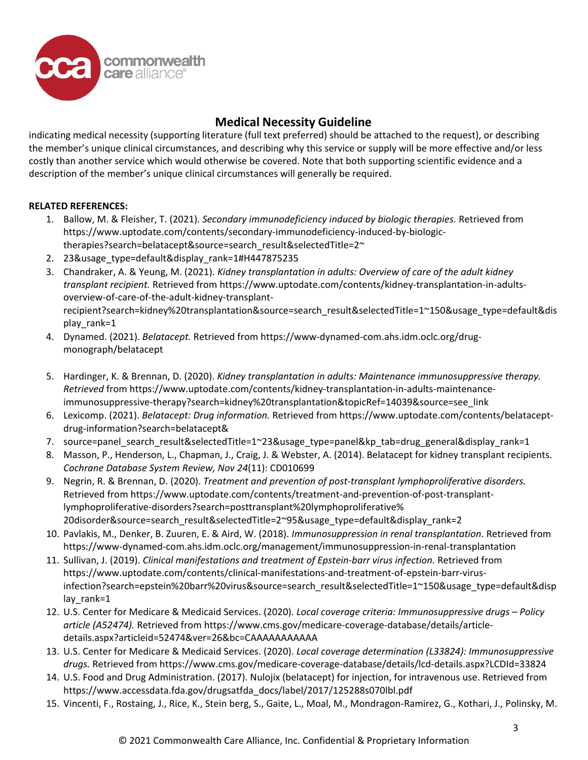## Medical Necessity Guideline

indicating medical necessity (supporting literature (full text preferred) should be attached to the request), or describing the member's unique clinical circumstances, and describing why this service or supply will be more effective and/or less costly than another service which would otherwise be covered. Note that both supporting scientific evidence and a description of the member's unique clinical circumstances will generally be required.

**RELATED REFERENCES:**

1. Ballow, M. & Fleisher, T. (2021). *Secondary immunodeficiency induced by biologic therapies.* Retrieved from https://www.uptodate.com/contents/secondary-immunodeficiency-induced-by-biologic-therapies?search=belatacept&source=search_result&selectedTitle=2~
2. 23&usage_type=default&display_rank=1#H447875235
3. Chandraker, A. & Yeung, M. (2021). *Kidney transplantation in adults: Overview of care of the adult kidney transplant recipient.* Retrieved from https://www.uptodate.com/contents/kidney-transplantation-in-adults-overview-of-care-of-the-adult-kidney-transplant-recipient?search=kidney%20transplantation&source=search_result&selectedTitle=1~150&usage_type=default&display_rank=1
4. Dynamed. (2021). *Belatacept.* Retrieved from https://www-dynamed-com.ahs.idm.oclc.org/drug-monograph/belatacept
5. Hardinger, K. & Brennan, D. (2020). *Kidney transplantation in adults: Maintenance immunosuppressive therapy. Retrieved* from https://www.uptodate.com/contents/kidney-transplantation-in-adults-maintenance-immunosuppressive-therapy?search=kidney%20transplantation&topicRef=14039&source=see_link
6. Lexicomp. (2021). *Belatacept: Drug information.* Retrieved from https://www.uptodate.com/contents/belatacept-drug-information?search=belatacept&
7. source=panel_search_result&selectedTitle=1~23&usage_type=panel&kp_tab=drug_general&display_rank=1
8. Masson, P., Henderson, L., Chapman, J., Craig, J. & Webster, A. (2014). Belatacept for kidney transplant recipients. *Cochrane Database System Review, Nov 24*(11): CD010699
9. Negrin, R. & Brennan, D. (2020). *Treatment and prevention of post-transplant lymphoproliferative disorders.* Retrieved from https://www.uptodate.com/contents/treatment-and-prevention-of-post-transplant-lymphoproliferative-disorders?search=posttransplant%20lymphoproliferative%20disorder&source=search_result&selectedTitle=2~95&usage_type=default&display_rank=2
10. Pavlakis, M., Denker, B. Zuuren, E. & Aird, W. (2018). *Immunosuppression in renal transplantation.* Retrieved from https://www-dynamed-com.ahs.idm.oclc.org/management/immunosuppression-in-renal-transplantation
11. Sullivan, J. (2019). *Clinical manifestations and treatment of Epstein-barr virus infection.* Retrieved from https://www.uptodate.com/contents/clinical-manifestations-and-treatment-of-epstein-barr-virus-infection?search=epstein%20barr%20virus&source=search_result&selectedTitle=1~150&usage_type=default&display_rank=1
12. U.S. Center for Medicare & Medicaid Services. (2020). *Local coverage criteria: Immunosuppressive drugs – Policy article (A52474).* Retrieved from https://www.cms.gov/medicare-coverage-database/details/article-details.aspx?articleid=52474&ver=26&bc=CAAAAAAAAAAA
13. U.S. Center for Medicare & Medicaid Services. (2020). *Local coverage determination (L33824): Immunosuppressive drugs.* Retrieved from https://www.cms.gov/medicare-coverage-database/details/lcd-details.aspx?LCDId=33824
14. U.S. Food and Drug Administration. (2017). Nulojix (belatacept) for injection, for intravenous use. Retrieved from https://www.accessdata.fda.gov/drugsatfda_docs/label/2017/125288s070lbl.pdf
15. Vincenti, F., Rostaing, J., Rice, K., Stein berg, S., Gaite, L., Moal, M., Mondragon-Ramirez, G., Kothari, J., Polinsky, M.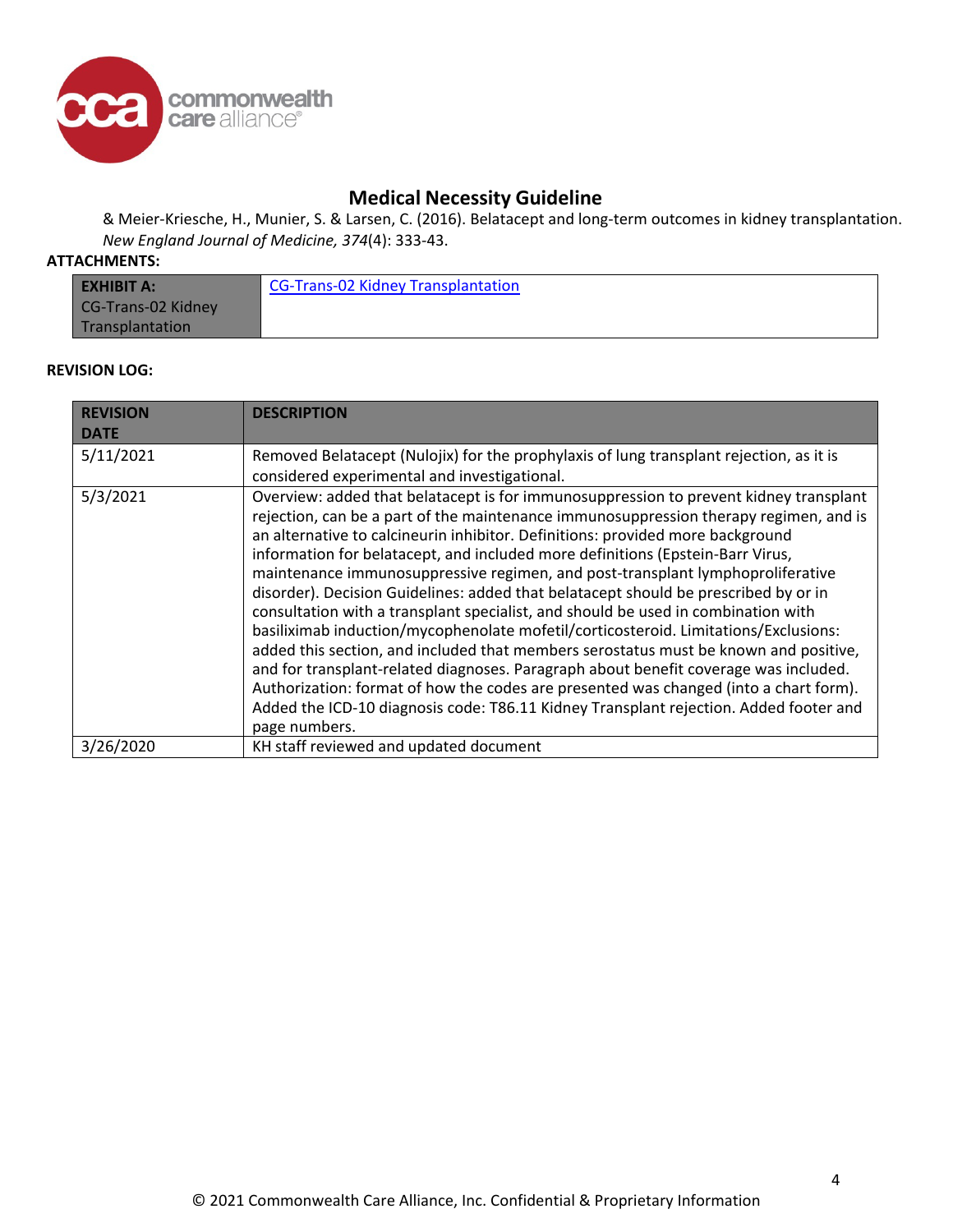& Meier-Kriesche, H., Munier, S. & Larsen, C. (2016). Belatacept and long-term outcomes in kidney transplantation. *New England Journal of Medicine, 374*(4): 333-43.

**ATTACHMENTS:**

| **EXHIBIT A:** CG-Trans-02 Kidney Transplantation | CG-Trans-02 Kidney Transplantation |
|---|---|

**REVISION LOG:**

| REVISION DATE | DESCRIPTION |
|---|---|
| 5/11/2021 | Removed Belatacept (Nulojix) for the prophylaxis of lung transplant rejection, as it is considered experimental and investigational. |
| 5/3/2021 | Overview: added that belatacept is for immunosuppression to prevent kidney transplant rejection, can be a part of the maintenance immunosuppression therapy regimen, and is an alternative to calcineurin inhibitor. Definitions: provided more background information for belatacept, and included more definitions (Epstein-Barr Virus, maintenance immunosuppressive regimen, and post-transplant lymphoproliferative disorder). Decision Guidelines: added that belatacept should be prescribed by or in consultation with a transplant specialist, and should be used in combination with basiliximab induction/mycophenolate mofetil/corticosteroid. Limitations/Exclusions: added this section, and included that members serostatus must be known and positive, and for transplant-related diagnoses. Paragraph about benefit coverage was included. Authorization: format of how the codes are presented was changed (into a chart form). Added the ICD-10 diagnosis code: T86.11 Kidney Transplant rejection. Added footer and page numbers. |
| 3/26/2020 | KH staff reviewed and updated document |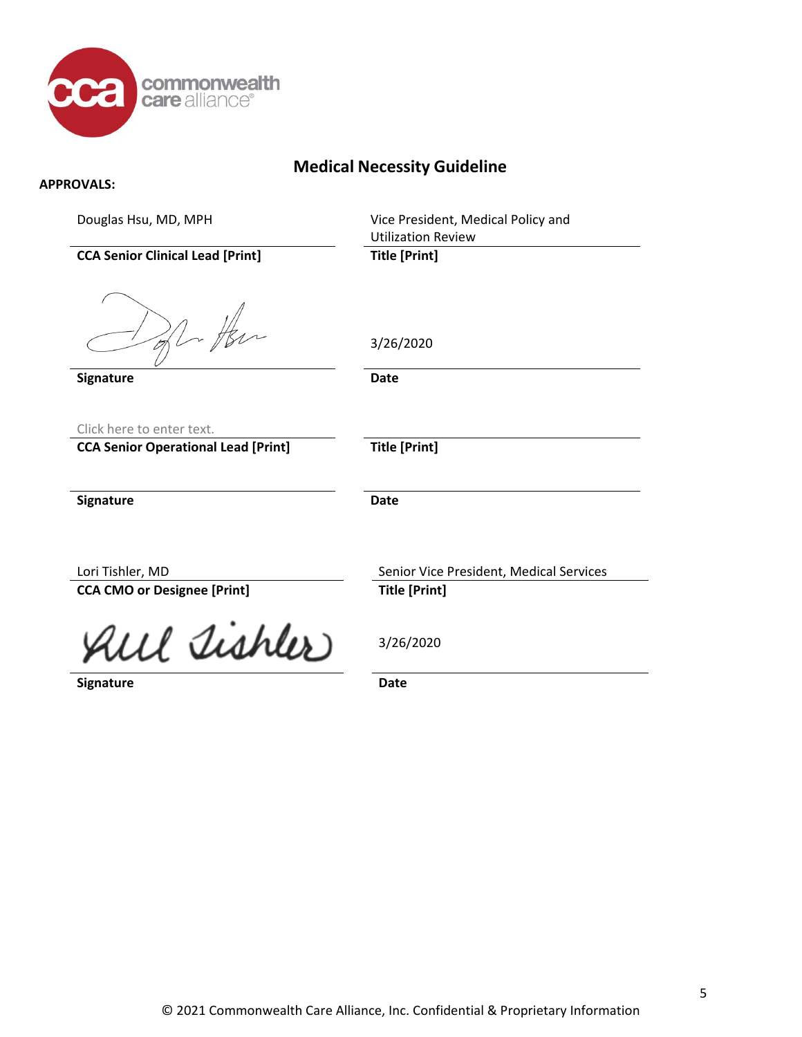## Medical Necessity Guideline

**APPROVALS:**

| | |
|---|---|
| Douglas Hsu, MD, MPH | Vice President, Medical Policy and Utilization Review |
| **CCA Senior Clinical Lead [Print]** | **Title [Print]** |
| | 3/26/2020 |
| **Signature** | **Date** |
| Click here to enter text. | |
| **CCA Senior Operational Lead [Print]** | **Title [Print]** |
| | |
| **Signature** | **Date** |
| Lori Tishler, MD | Senior Vice President, Medical Services |
| **CCA CMO or Designee [Print]** | **Title [Print]** |
| | 3/26/2020 |
| **Signature** | **Date** |

© 2021 Commonwealth Care Alliance, Inc. Confidential & Proprietary Information